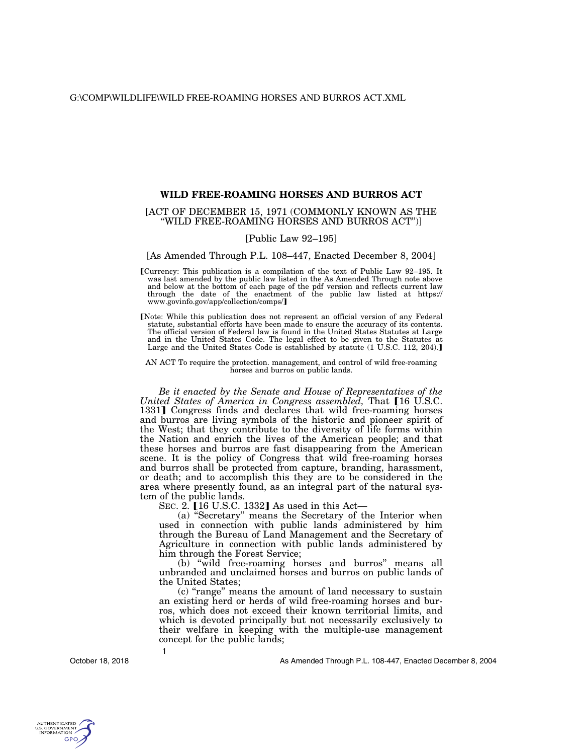# WILD FREE-ROAMING HORSES AND BURROS ACT

[ACT OF DECEMBER 15, 1971 (COMMONLY KNOWN AS THE "WILD FREE-ROAMING HORSES AND BURROS ACT")]

[Public Law 92–195]

[As Amended Through P.L. 108–447, Enacted December 8, 2004]

【Currency: This publication is a compilation of the text of Public Law 92–195. It was last amended by the public law listed in the As Amended Through note above and below at the bottom of each page of the pdf version and reflects current law through the date of the enactment of the public law listed at https://www.govinfo.gov/app/collection/comps/】

【Note: While this publication does not represent an official version of any Federal statute, substantial efforts have been made to ensure the accuracy of its contents. The official version of Federal law is found in the United States Statutes at Large and in the United States Code. The legal effect to be given to the Statutes at Large and the United States Code is established by statute (1 U.S.C. 112, 204).】

AN ACT To require the protection. management, and control of wild free-roaming horses and burros on public lands.

*Be it enacted by the Senate and House of Representatives of the United States of America in Congress assembled,* That 【16 U.S.C. 1331】 Congress finds and declares that wild free-roaming horses and burros are living symbols of the historic and pioneer spirit of the West; that they contribute to the diversity of life forms within the Nation and enrich the lives of the American people; and that these horses and burros are fast disappearing from the American scene. It is the policy of Congress that wild free-roaming horses and burros shall be protected from capture, branding, harassment, or death; and to accomplish this they are to be considered in the area where presently found, as an integral part of the natural system of the public lands.

SEC. 2. 【16 U.S.C. 1332】 As used in this Act—

(a) "Secretary" means the Secretary of the Interior when used in connection with public lands administered by him through the Bureau of Land Management and the Secretary of Agriculture in connection with public lands administered by him through the Forest Service;

(b) "wild free-roaming horses and burros" means all unbranded and unclaimed horses and burros on public lands of the United States;

(c) "range" means the amount of land necessary to sustain an existing herd or herds of wild free-roaming horses and burros, which does not exceed their known territorial limits, and which is devoted principally but not necessarily exclusively to their welfare in keeping with the multiple-use management concept for the public lands;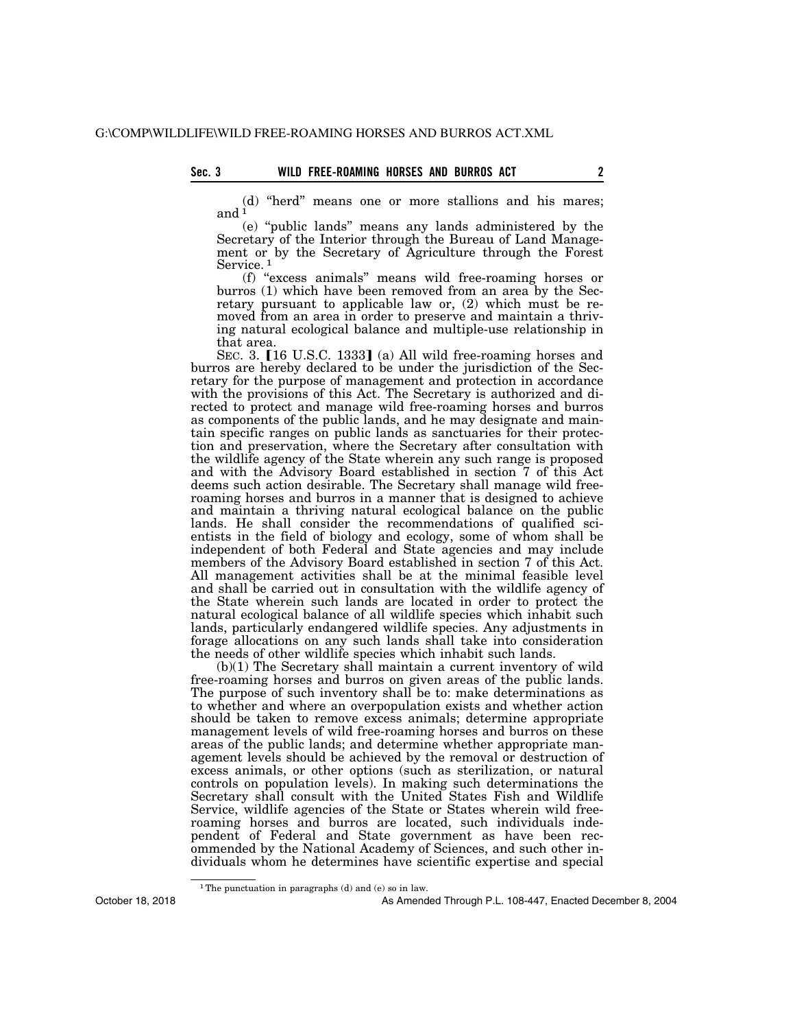(d) "herd" means one or more stallions and his mares; and [1]

(e) "public lands" means any lands administered by the Secretary of the Interior through the Bureau of Land Management or by the Secretary of Agriculture through the Forest Service. [1]

(f) "excess animals" means wild free-roaming horses or burros (1) which have been removed from an area by the Secretary pursuant to applicable law or, (2) which must be removed from an area in order to preserve and maintain a thriving natural ecological balance and multiple-use relationship in that area.

SEC. 3. [16 U.S.C. 1333] (a) All wild free-roaming horses and burros are hereby declared to be under the jurisdiction of the Secretary for the purpose of management and protection in accordance with the provisions of this Act. The Secretary is authorized and directed to protect and manage wild free-roaming horses and burros as components of the public lands, and he may designate and maintain specific ranges on public lands as sanctuaries for their protection and preservation, where the Secretary after consultation with the wildlife agency of the State wherein any such range is proposed and with the Advisory Board established in section 7 of this Act deems such action desirable. The Secretary shall manage wild free-roaming horses and burros in a manner that is designed to achieve and maintain a thriving natural ecological balance on the public lands. He shall consider the recommendations of qualified scientists in the field of biology and ecology, some of whom shall be independent of both Federal and State agencies and may include members of the Advisory Board established in section 7 of this Act. All management activities shall be at the minimal feasible level and shall be carried out in consultation with the wildlife agency of the State wherein such lands are located in order to protect the natural ecological balance of all wildlife species which inhabit such lands, particularly endangered wildlife species. Any adjustments in forage allocations on any such lands shall take into consideration the needs of other wildlife species which inhabit such lands.

(b)(1) The Secretary shall maintain a current inventory of wild free-roaming horses and burros on given areas of the public lands. The purpose of such inventory shall be to: make determinations as to whether and where an overpopulation exists and whether action should be taken to remove excess animals; determine appropriate management levels of wild free-roaming horses and burros on these areas of the public lands; and determine whether appropriate management levels should be achieved by the removal or destruction of excess animals, or other options (such as sterilization, or natural controls on population levels). In making such determinations the Secretary shall consult with the United States Fish and Wildlife Service, wildlife agencies of the State or States wherein wild free-roaming horses and burros are located, such individuals independent of Federal and State government as have been recommended by the National Academy of Sciences, and such other individuals whom he determines have scientific expertise and special

[1] The punctuation in paragraphs (d) and (e) so in law.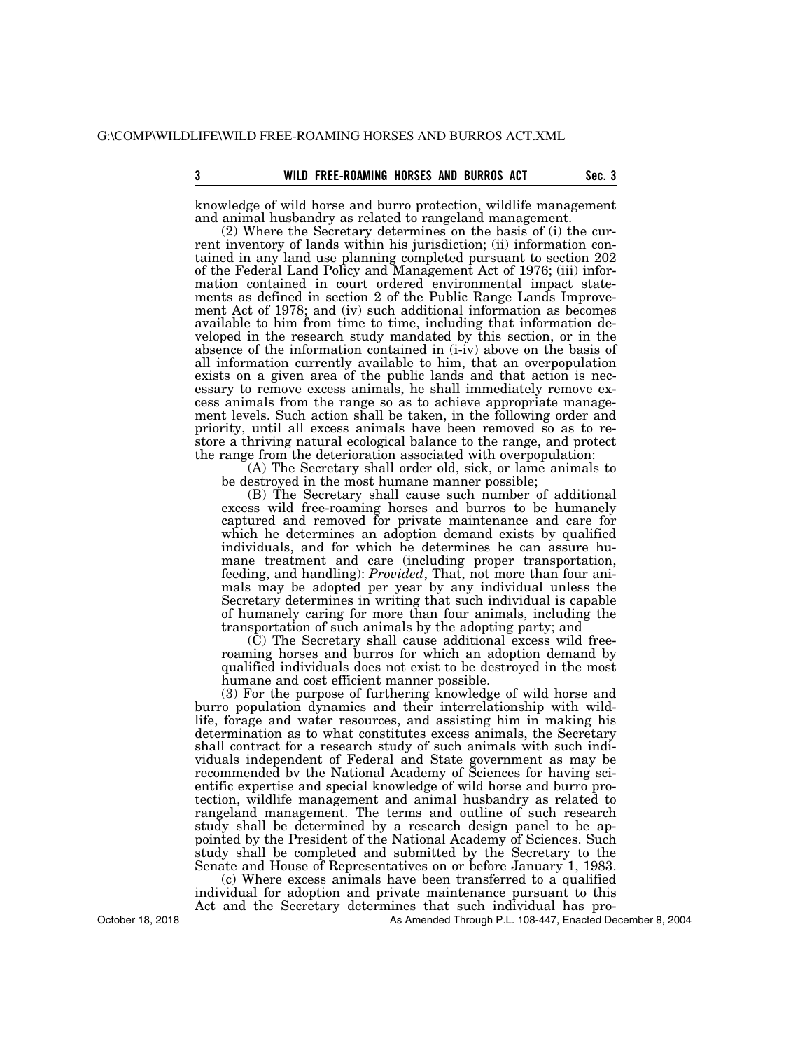knowledge of wild horse and burro protection, wildlife management and animal husbandry as related to rangeland management.

(2) Where the Secretary determines on the basis of (i) the current inventory of lands within his jurisdiction; (ii) information contained in any land use planning completed pursuant to section 202 of the Federal Land Policy and Management Act of 1976; (iii) information contained in court ordered environmental impact statements as defined in section 2 of the Public Range Lands Improvement Act of 1978; and (iv) such additional information as becomes available to him from time to time, including that information developed in the research study mandated by this section, or in the absence of the information contained in (i-iv) above on the basis of all information currently available to him, that an overpopulation exists on a given area of the public lands and that action is necessary to remove excess animals, he shall immediately remove excess animals from the range so as to achieve appropriate management levels. Such action shall be taken, in the following order and priority, until all excess animals have been removed so as to restore a thriving natural ecological balance to the range, and protect the range from the deterioration associated with overpopulation:

(A) The Secretary shall order old, sick, or lame animals to be destroyed in the most humane manner possible;

(B) The Secretary shall cause such number of additional excess wild free-roaming horses and burros to be humanely captured and removed for private maintenance and care for which he determines an adoption demand exists by qualified individuals, and for which he determines he can assure humane treatment and care (including proper transportation, feeding, and handling): *Provided*, That, not more than four animals may be adopted per year by any individual unless the Secretary determines in writing that such individual is capable of humanely caring for more than four animals, including the transportation of such animals by the adopting party; and

(C) The Secretary shall cause additional excess wild free-roaming horses and burros for which an adoption demand by qualified individuals does not exist to be destroyed in the most humane and cost efficient manner possible.

(3) For the purpose of furthering knowledge of wild horse and burro population dynamics and their interrelationship with wildlife, forage and water resources, and assisting him in making his determination as to what constitutes excess animals, the Secretary shall contract for a research study of such animals with such individuals independent of Federal and State government as may be recommended bv the National Academy of Sciences for having scientific expertise and special knowledge of wild horse and burro protection, wildlife management and animal husbandry as related to rangeland management. The terms and outline of such research study shall be determined by a research design panel to be appointed by the President of the National Academy of Sciences. Such study shall be completed and submitted by the Secretary to the Senate and House of Representatives on or before January 1, 1983.

(c) Where excess animals have been transferred to a qualified individual for adoption and private maintenance pursuant to this Act and the Secretary determines that such individual has pro-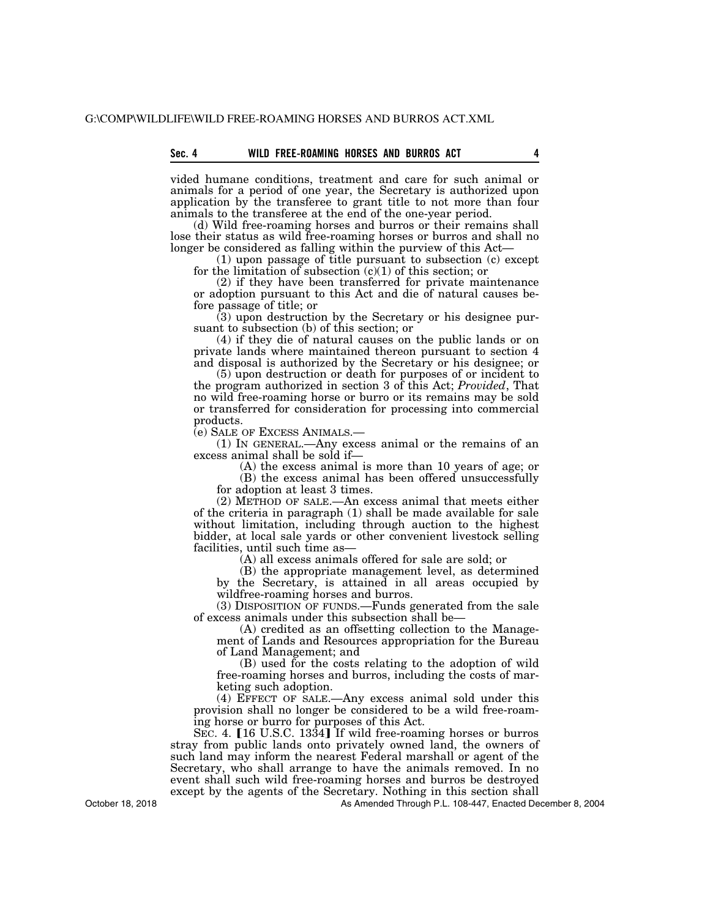vided humane conditions, treatment and care for such animal or animals for a period of one year, the Secretary is authorized upon application by the transferee to grant title to not more than four animals to the transferee at the end of the one-year period.

(d) Wild free-roaming horses and burros or their remains shall lose their status as wild free-roaming horses or burros and shall no longer be considered as falling within the purview of this Act—

(1) upon passage of title pursuant to subsection (c) except for the limitation of subsection (c)(1) of this section; or

(2) if they have been transferred for private maintenance or adoption pursuant to this Act and die of natural causes before passage of title; or

(3) upon destruction by the Secretary or his designee pursuant to subsection (b) of this section; or

(4) if they die of natural causes on the public lands or on private lands where maintained thereon pursuant to section 4 and disposal is authorized by the Secretary or his designee; or

(5) upon destruction or death for purposes of or incident to the program authorized in section 3 of this Act; *Provided*, That no wild free-roaming horse or burro or its remains may be sold or transferred for consideration for processing into commercial products.

(e) SALE OF EXCESS ANIMALS.—

(1) IN GENERAL.—Any excess animal or the remains of an excess animal shall be sold if—

(A) the excess animal is more than 10 years of age; or

(B) the excess animal has been offered unsuccessfully for adoption at least 3 times.

(2) METHOD OF SALE.—An excess animal that meets either of the criteria in paragraph (1) shall be made available for sale without limitation, including through auction to the highest bidder, at local sale yards or other convenient livestock selling facilities, until such time as—

(A) all excess animals offered for sale are sold; or

(B) the appropriate management level, as determined by the Secretary, is attained in all areas occupied by wildfree-roaming horses and burros.

(3) DISPOSITION OF FUNDS.—Funds generated from the sale of excess animals under this subsection shall be—

(A) credited as an offsetting collection to the Management of Lands and Resources appropriation for the Bureau of Land Management; and

(B) used for the costs relating to the adoption of wild free-roaming horses and burros, including the costs of marketing such adoption.

(4) EFFECT OF SALE.—Any excess animal sold under this provision shall no longer be considered to be a wild free-roaming horse or burro for purposes of this Act.

SEC. 4. [16 U.S.C. 1334] If wild free-roaming horses or burros stray from public lands onto privately owned land, the owners of such land may inform the nearest Federal marshall or agent of the Secretary, who shall arrange to have the animals removed. In no event shall such wild free-roaming horses and burros be destroyed except by the agents of the Secretary. Nothing in this section shall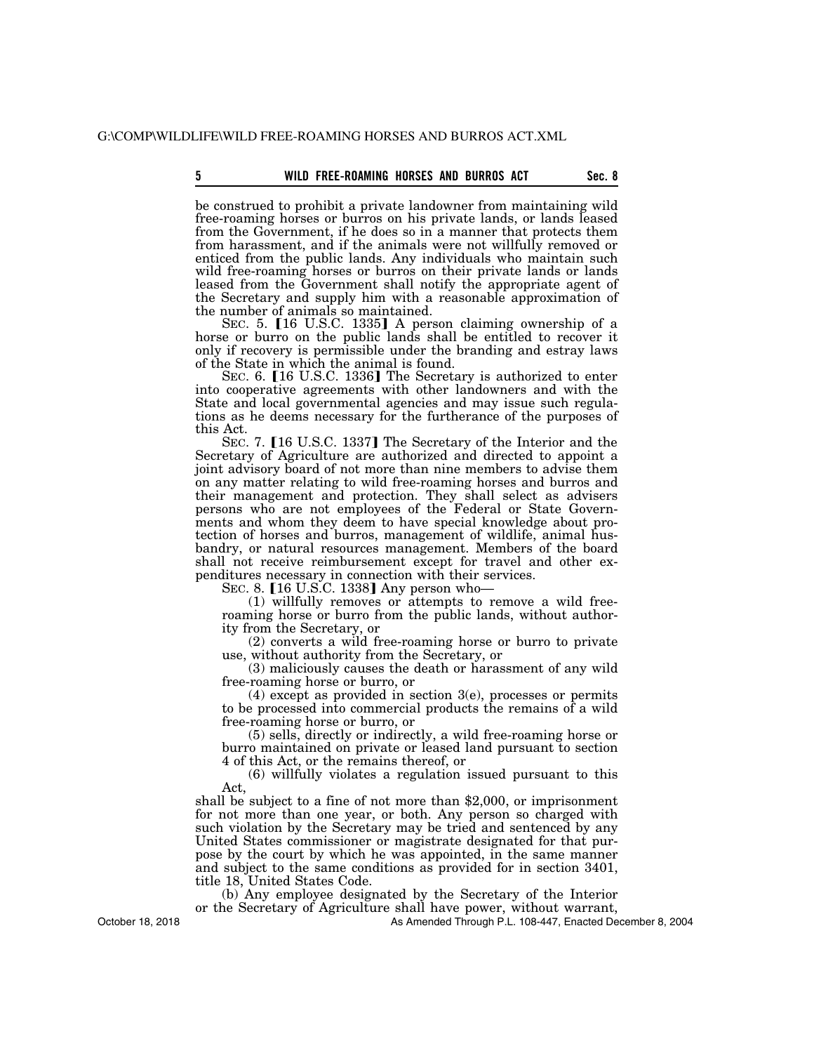be construed to prohibit a private landowner from maintaining wild free-roaming horses or burros on his private lands, or lands leased from the Government, if he does so in a manner that protects them from harassment, and if the animals were not willfully removed or enticed from the public lands. Any individuals who maintain such wild free-roaming horses or burros on their private lands or lands leased from the Government shall notify the appropriate agent of the Secretary and supply him with a reasonable approximation of the number of animals so maintained.

SEC. 5. 【16 U.S.C. 1335】 A person claiming ownership of a horse or burro on the public lands shall be entitled to recover it only if recovery is permissible under the branding and estray laws of the State in which the animal is found.

SEC. 6. 【16 U.S.C. 1336】 The Secretary is authorized to enter into cooperative agreements with other landowners and with the State and local governmental agencies and may issue such regulations as he deems necessary for the furtherance of the purposes of this Act.

SEC. 7. 【16 U.S.C. 1337】 The Secretary of the Interior and the Secretary of Agriculture are authorized and directed to appoint a joint advisory board of not more than nine members to advise them on any matter relating to wild free-roaming horses and burros and their management and protection. They shall select as advisers persons who are not employees of the Federal or State Governments and whom they deem to have special knowledge about protection of horses and burros, management of wildlife, animal husbandry, or natural resources management. Members of the board shall not receive reimbursement except for travel and other expenditures necessary in connection with their services.

SEC. 8. 【16 U.S.C. 1338】 Any person who—

(1) willfully removes or attempts to remove a wild free-roaming horse or burro from the public lands, without authority from the Secretary, or

(2) converts a wild free-roaming horse or burro to private use, without authority from the Secretary, or

(3) maliciously causes the death or harassment of any wild free-roaming horse or burro, or

(4) except as provided in section 3(e), processes or permits to be processed into commercial products the remains of a wild free-roaming horse or burro, or

(5) sells, directly or indirectly, a wild free-roaming horse or burro maintained on private or leased land pursuant to section 4 of this Act, or the remains thereof, or

(6) willfully violates a regulation issued pursuant to this Act,

shall be subject to a fine of not more than $2,000, or imprisonment for not more than one year, or both. Any person so charged with such violation by the Secretary may be tried and sentenced by any United States commissioner or magistrate designated for that purpose by the court by which he was appointed, in the same manner and subject to the same conditions as provided for in section 3401, title 18, United States Code.

(b) Any employee designated by the Secretary of the Interior or the Secretary of Agriculture shall have power, without warrant,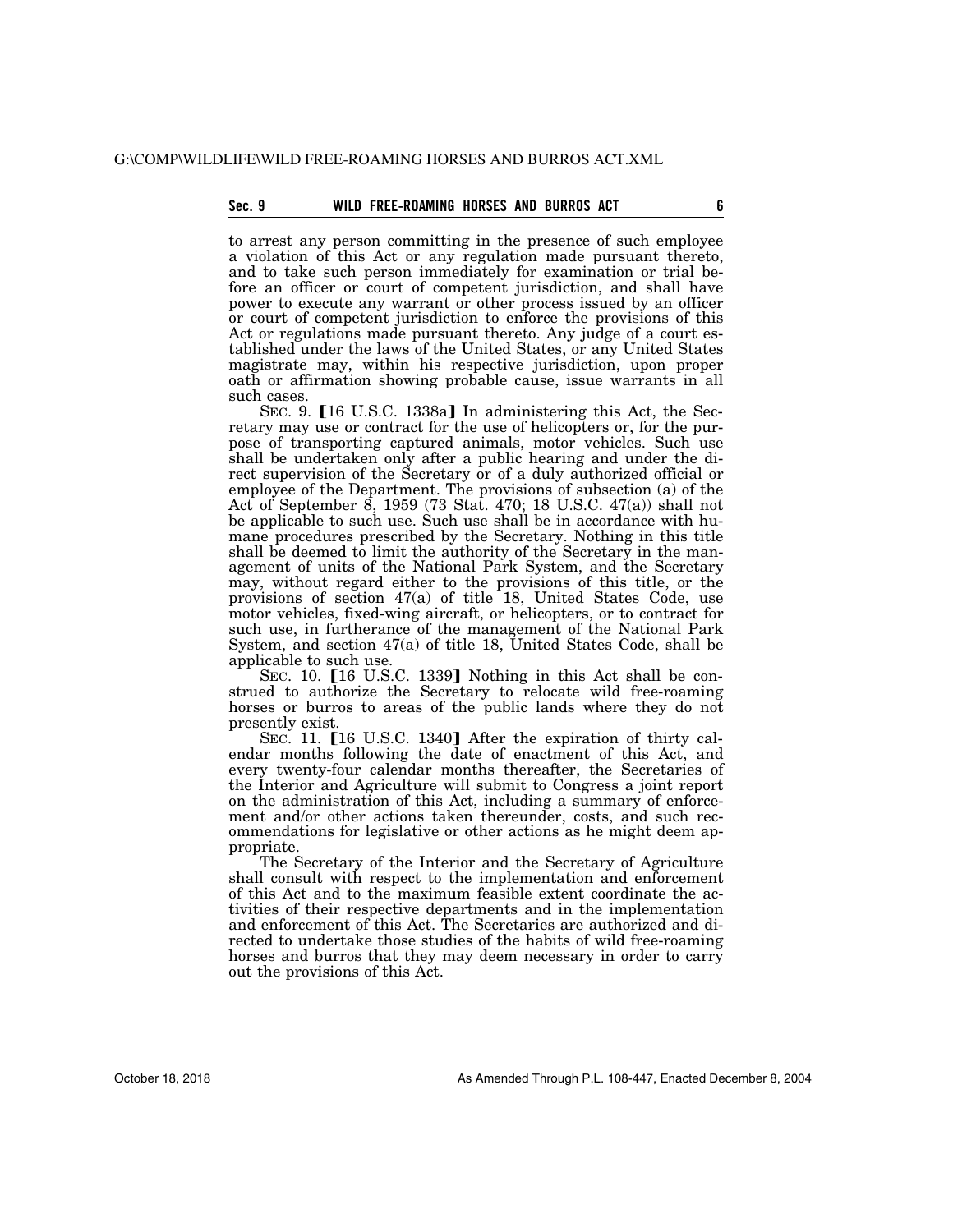to arrest any person committing in the presence of such employee a violation of this Act or any regulation made pursuant thereto, and to take such person immediately for examination or trial before an officer or court of competent jurisdiction, and shall have power to execute any warrant or other process issued by an officer or court of competent jurisdiction to enforce the provisions of this Act or regulations made pursuant thereto. Any judge of a court established under the laws of the United States, or any United States magistrate may, within his respective jurisdiction, upon proper oath or affirmation showing probable cause, issue warrants in all such cases.

SEC. 9. 【16 U.S.C. 1338a】 In administering this Act, the Secretary may use or contract for the use of helicopters or, for the purpose of transporting captured animals, motor vehicles. Such use shall be undertaken only after a public hearing and under the direct supervision of the Secretary or of a duly authorized official or employee of the Department. The provisions of subsection (a) of the Act of September 8, 1959 (73 Stat. 470; 18 U.S.C. 47(a)) shall not be applicable to such use. Such use shall be in accordance with humane procedures prescribed by the Secretary. Nothing in this title shall be deemed to limit the authority of the Secretary in the management of units of the National Park System, and the Secretary may, without regard either to the provisions of this title, or the provisions of section 47(a) of title 18, United States Code, use motor vehicles, fixed-wing aircraft, or helicopters, or to contract for such use, in furtherance of the management of the National Park System, and section 47(a) of title 18, United States Code, shall be applicable to such use.

SEC. 10. 【16 U.S.C. 1339】 Nothing in this Act shall be construed to authorize the Secretary to relocate wild free-roaming horses or burros to areas of the public lands where they do not presently exist.

SEC. 11. 【16 U.S.C. 1340】 After the expiration of thirty calendar months following the date of enactment of this Act, and every twenty-four calendar months thereafter, the Secretaries of the Interior and Agriculture will submit to Congress a joint report on the administration of this Act, including a summary of enforcement and/or other actions taken thereunder, costs, and such recommendations for legislative or other actions as he might deem appropriate.

The Secretary of the Interior and the Secretary of Agriculture shall consult with respect to the implementation and enforcement of this Act and to the maximum feasible extent coordinate the activities of their respective departments and in the implementation and enforcement of this Act. The Secretaries are authorized and directed to undertake those studies of the habits of wild free-roaming horses and burros that they may deem necessary in order to carry out the provisions of this Act.